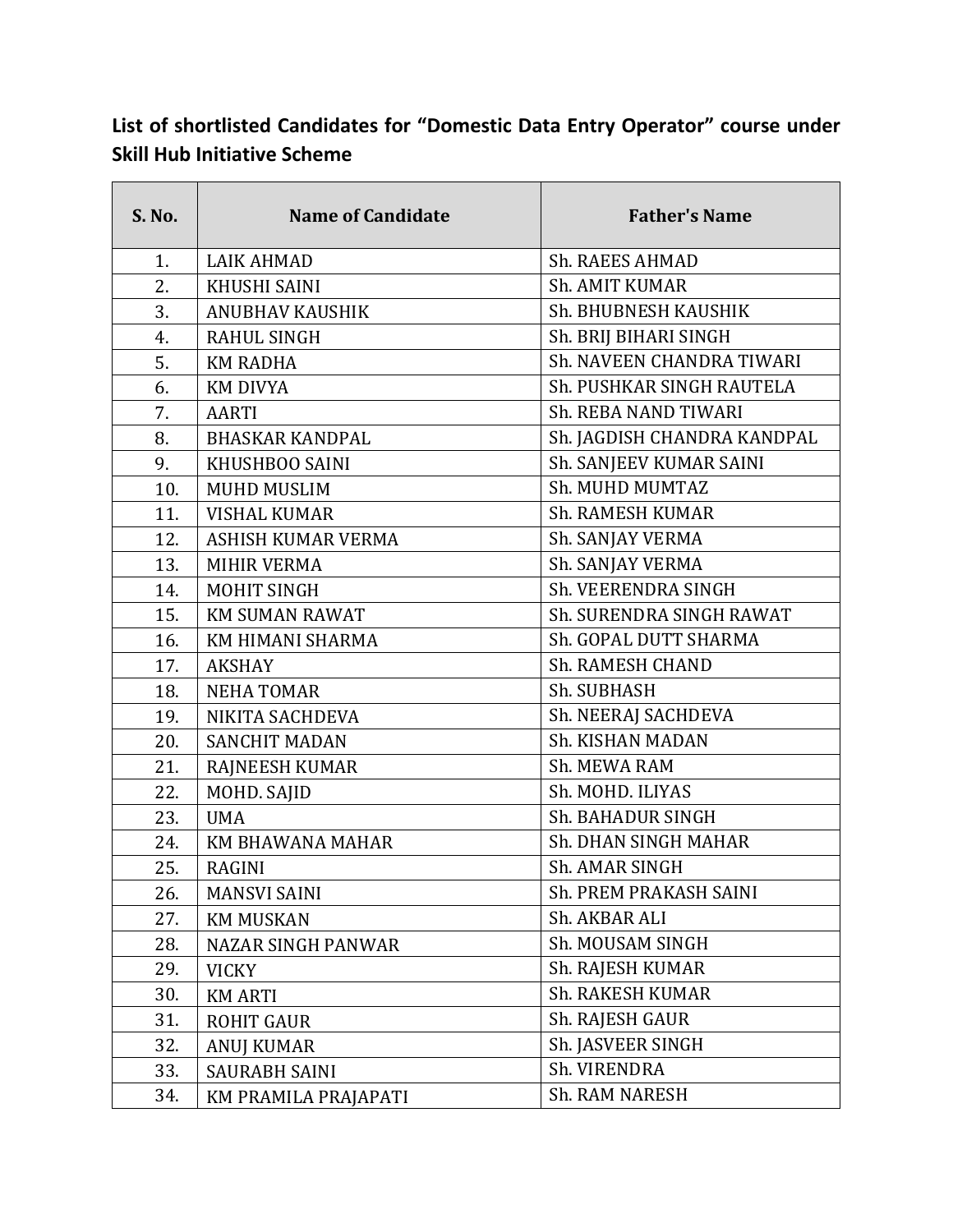**List of shortlisted Candidates for "Domestic Data Entry Operator" course under Skill Hub Initiative Scheme**

| S. No. | Name of Candidate | Father's Name |
|---|---|---|
| 1. | LAIK AHMAD | Sh. RAEES AHMAD |
| 2. | KHUSHI SAINI | Sh. AMIT KUMAR |
| 3. | ANUBHAV KAUSHIK | Sh. BHUBNESH KAUSHIK |
| 4. | RAHUL SINGH | Sh. BRIJ BIHARI SINGH |
| 5. | KM RADHA | Sh. NAVEEN CHANDRA TIWARI |
| 6. | KM DIVYA | Sh. PUSHKAR SINGH RAUTELA |
| 7. | AARTI | Sh. REBA NAND TIWARI |
| 8. | BHASKAR KANDPAL | Sh. JAGDISH CHANDRA KANDPAL |
| 9. | KHUSHBOO SAINI | Sh. SANJEEV KUMAR SAINI |
| 10. | MUHD MUSLIM | Sh. MUHD MUMTAZ |
| 11. | VISHAL KUMAR | Sh. RAMESH KUMAR |
| 12. | ASHISH KUMAR VERMA | Sh. SANJAY VERMA |
| 13. | MIHIR VERMA | Sh. SANJAY VERMA |
| 14. | MOHIT SINGH | Sh. VEERENDRA SINGH |
| 15. | KM SUMAN RAWAT | Sh. SURENDRA SINGH RAWAT |
| 16. | KM HIMANI SHARMA | Sh. GOPAL DUTT SHARMA |
| 17. | AKSHAY | Sh. RAMESH CHAND |
| 18. | NEHA TOMAR | Sh. SUBHASH |
| 19. | NIKITA SACHDEVA | Sh. NEERAJ SACHDEVA |
| 20. | SANCHIT MADAN | Sh. KISHAN MADAN |
| 21. | RAJNEESH KUMAR | Sh. MEWA RAM |
| 22. | MOHD. SAJID | Sh. MOHD. ILIYAS |
| 23. | UMA | Sh. BAHADUR SINGH |
| 24. | KM BHAWANA MAHAR | Sh. DHAN SINGH MAHAR |
| 25. | RAGINI | Sh. AMAR SINGH |
| 26. | MANSVI SAINI | Sh. PREM PRAKASH SAINI |
| 27. | KM MUSKAN | Sh. AKBAR ALI |
| 28. | NAZAR SINGH PANWAR | Sh. MOUSAM SINGH |
| 29. | VICKY | Sh. RAJESH KUMAR |
| 30. | KM ARTI | Sh. RAKESH KUMAR |
| 31. | ROHIT GAUR | Sh. RAJESH GAUR |
| 32. | ANUJ KUMAR | Sh. JASVEER SINGH |
| 33. | SAURABH SAINI | Sh. VIRENDRA |
| 34. | KM PRAMILA PRAJAPATI | Sh. RAM NARESH |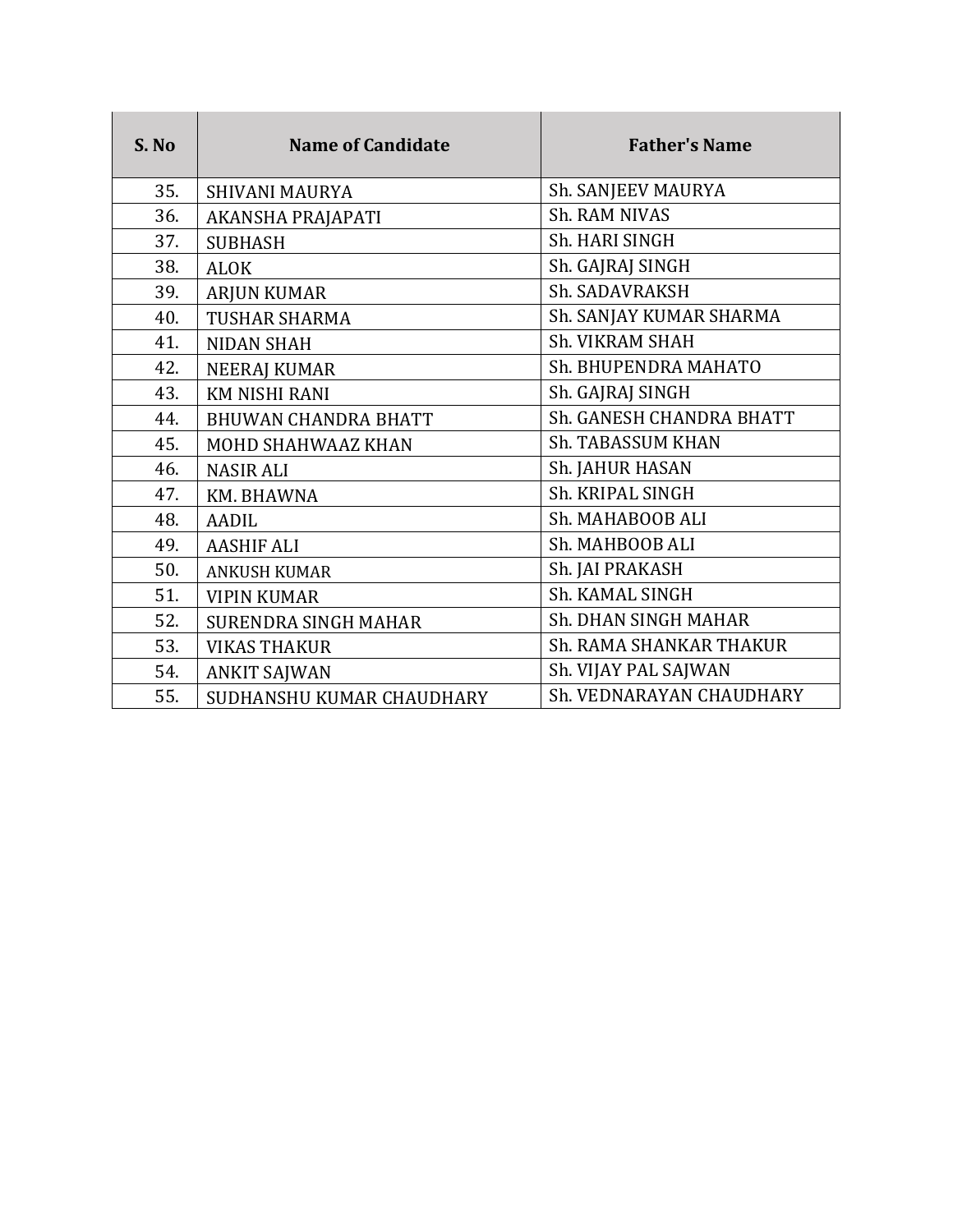| S. No | Name of Candidate | Father's Name |
|---|---|---|
| 35. | SHIVANI MAURYA | Sh. SANJEEV MAURYA |
| 36. | AKANSHA PRAJAPATI | Sh. RAM NIVAS |
| 37. | SUBHASH | Sh. HARI SINGH |
| 38. | ALOK | Sh. GAJRAJ SINGH |
| 39. | ARJUN KUMAR | Sh. SADAVRAKSH |
| 40. | TUSHAR SHARMA | Sh. SANJAY KUMAR SHARMA |
| 41. | NIDAN SHAH | Sh. VIKRAM SHAH |
| 42. | NEERAJ KUMAR | Sh. BHUPENDRA MAHATO |
| 43. | KM NISHI RANI | Sh. GAJRAJ SINGH |
| 44. | BHUWAN CHANDRA BHATT | Sh. GANESH CHANDRA BHATT |
| 45. | MOHD SHAHWAAZ KHAN | Sh. TABASSUM KHAN |
| 46. | NASIR ALI | Sh. JAHUR HASAN |
| 47. | KM. BHAWNA | Sh. KRIPAL SINGH |
| 48. | AADIL | Sh. MAHABOOB ALI |
| 49. | AASHIF ALI | Sh. MAHBOOB ALI |
| 50. | ANKUSH KUMAR | Sh. JAI PRAKASH |
| 51. | VIPIN KUMAR | Sh. KAMAL SINGH |
| 52. | SURENDRA SINGH MAHAR | Sh. DHAN SINGH MAHAR |
| 53. | VIKAS THAKUR | Sh. RAMA SHANKAR THAKUR |
| 54. | ANKIT SAJWAN | Sh. VIJAY PAL SAJWAN |
| 55. | SUDHANSHU KUMAR CHAUDHARY | Sh. VEDNARAYAN CHAUDHARY |